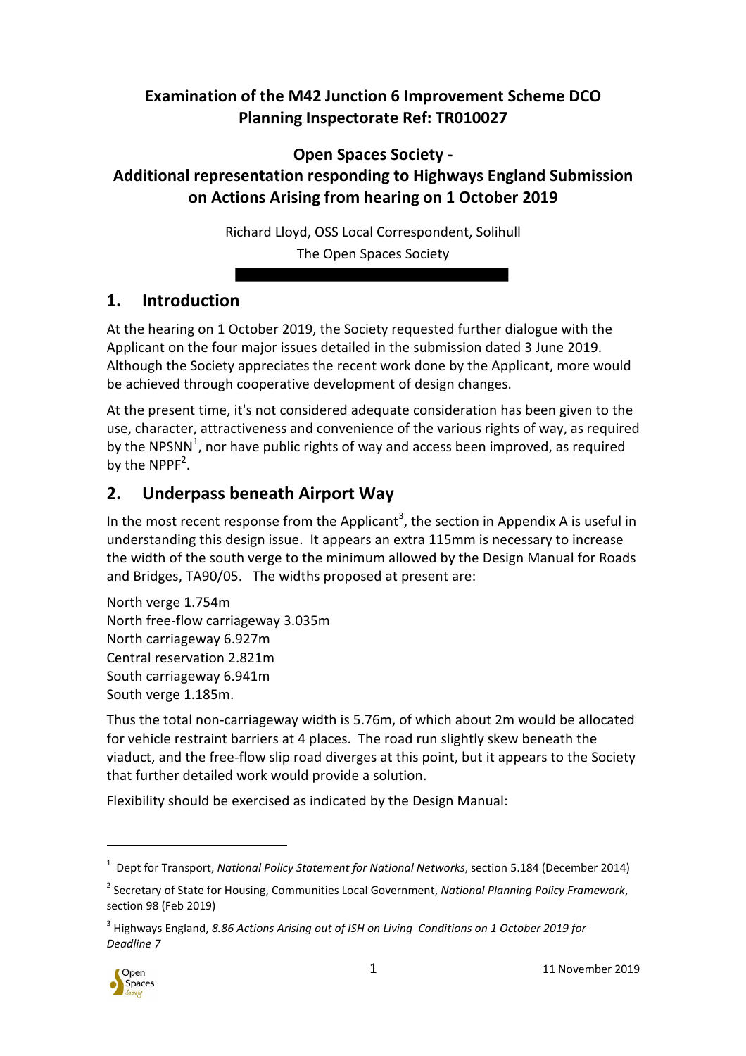**Examination of the M42 Junction 6 Improvement Scheme DCO**
**Planning Inspectorate Ref: TR010027**

**Open Spaces Society -**
**Additional representation responding to Highways England Submission on Actions Arising from hearing on 1 October 2019**

Richard Lloyd, OSS Local Correspondent, Solihull

The Open Spaces Society

## 1. Introduction

At the hearing on 1 October 2019, the Society requested further dialogue with the Applicant on the four major issues detailed in the submission dated 3 June 2019. Although the Society appreciates the recent work done by the Applicant, more would be achieved through cooperative development of design changes.

At the present time, it's not considered adequate consideration has been given to the use, character, attractiveness and convenience of the various rights of way, as required by the NPSNN[1], nor have public rights of way and access been improved, as required by the NPPF[2].

## 2. Underpass beneath Airport Way

In the most recent response from the Applicant[3], the section in Appendix A is useful in understanding this design issue. It appears an extra 115mm is necessary to increase the width of the south verge to the minimum allowed by the Design Manual for Roads and Bridges, TA90/05. The widths proposed at present are:

North verge 1.754m
North free-flow carriageway 3.035m
North carriageway 6.927m
Central reservation 2.821m
South carriageway 6.941m
South verge 1.185m.

Thus the total non-carriageway width is 5.76m, of which about 2m would be allocated for vehicle restraint barriers at 4 places. The road run slightly skew beneath the viaduct, and the free-flow slip road diverges at this point, but it appears to the Society that further detailed work would provide a solution.

Flexibility should be exercised as indicated by the Design Manual:

---

[1] Dept for Transport, *National Policy Statement for National Networks*, section 5.184 (December 2014)

[2] Secretary of State for Housing, Communities Local Government, *National Planning Policy Framework*, section 98 (Feb 2019)

[3] Highways England, *8.86 Actions Arising out of ISH on Living Conditions on 1 October 2019 for Deadline 7*

11 November 2019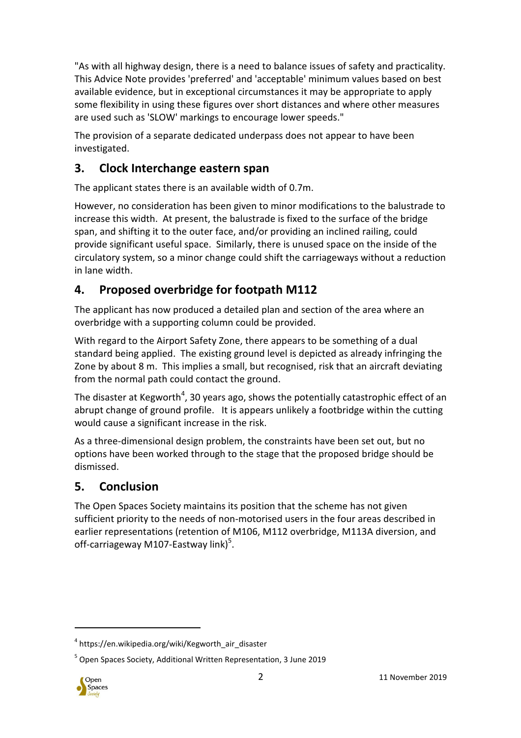"As with all highway design, there is a need to balance issues of safety and practicality. This Advice Note provides 'preferred' and 'acceptable' minimum values based on best available evidence, but in exceptional circumstances it may be appropriate to apply some flexibility in using these figures over short distances and where other measures are used such as 'SLOW' markings to encourage lower speeds."

The provision of a separate dedicated underpass does not appear to have been investigated.

## 3. Clock Interchange eastern span

The applicant states there is an available width of 0.7m.

However, no consideration has been given to minor modifications to the balustrade to increase this width. At present, the balustrade is fixed to the surface of the bridge span, and shifting it to the outer face, and/or providing an inclined railing, could provide significant useful space. Similarly, there is unused space on the inside of the circulatory system, so a minor change could shift the carriageways without a reduction in lane width.

## 4. Proposed overbridge for footpath M112

The applicant has now produced a detailed plan and section of the area where an overbridge with a supporting column could be provided.

With regard to the Airport Safety Zone, there appears to be something of a dual standard being applied. The existing ground level is depicted as already infringing the Zone by about 8 m. This implies a small, but recognised, risk that an aircraft deviating from the normal path could contact the ground.

The disaster at Kegworth[4], 30 years ago, shows the potentially catastrophic effect of an abrupt change of ground profile. It is appears unlikely a footbridge within the cutting would cause a significant increase in the risk.

As a three-dimensional design problem, the constraints have been set out, but no options have been worked through to the stage that the proposed bridge should be dismissed.

## 5. Conclusion

The Open Spaces Society maintains its position that the scheme has not given sufficient priority to the needs of non-motorised users in the four areas described in earlier representations (retention of M106, M112 overbridge, M113A diversion, and off-carriageway M107-Eastway link)[5].

---

[4] https://en.wikipedia.org/wiki/Kegworth_air_disaster

[5] Open Spaces Society, Additional Written Representation, 3 June 2019

11 November 2019